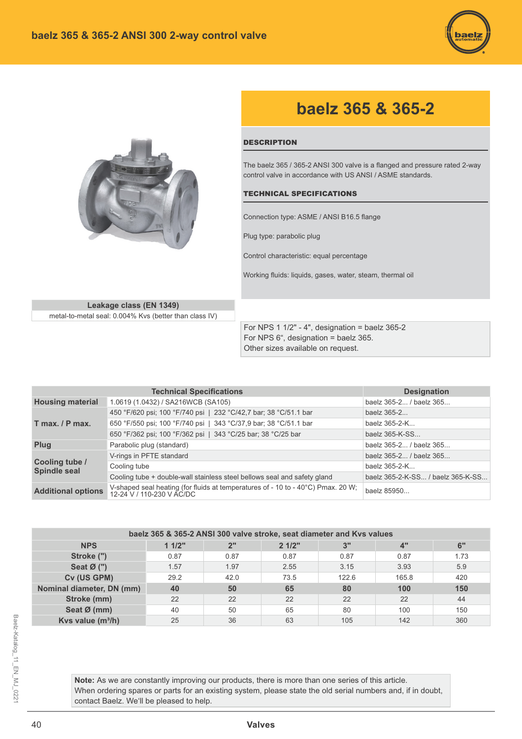# baelz 365 & 365-2 ANSI 300 2-way control valve

## baelz 365 & 365-2

### DESCRIPTION

The baelz 365 / 365-2 ANSI 300 valve is a flanged and pressure rated 2-way control valve in accordance with US ANSI / ASME standards.

### TECHNICAL SPECIFICATIONS

Connection type: ASME / ANSI B16.5 flange

Plug type: parabolic plug

Control characteristic: equal percentage

Working fluids: liquids, gases, water, steam, thermal oil

| Leakage class (EN 1349) |
|---|
| metal-to-metal seal: 0.004% Kvs (better than class IV) |

For NPS 1 1/2" - 4", designation = baelz 365-2
For NPS 6", designation = baelz 365.
Other sizes available on request.

| Technical Specifications | | Designation |
|---|---|---|
| **Housing material** | 1.0619 (1.0432) / SA216WCB (SA105) | baelz 365-2... / baelz 365... |
| **T max. / P max.** | 450 °F/620 psi; 100 °F/740 psi \| 232 °C/42,7 bar; 38 °C/51.1 bar | baelz 365-2... |
| | 650 °F/550 psi; 100 °F/740 psi \| 343 °C/37,9 bar; 38 °C/51.1 bar | baelz 365-2-K... |
| | 650 °F/362 psi; 100 °F/362 psi \| 343 °C/25 bar; 38 °C/25 bar | baelz 365-K-SS... |
| **Plug** | Parabolic plug (standard) | baelz 365-2... / baelz 365... |
| **Cooling tube / Spindle seal** | V-rings in PFTE standard | baelz 365-2... / baelz 365... |
| | Cooling tube | baelz 365-2-K... |
| | Cooling tube + double-wall stainless steel bellows seal and safety gland | baelz 365-2-K-SS... / baelz 365-K-SS... |
| **Additional options** | V-shaped seal heating (for fluids at temperatures of - 10 to - 40°C) Pmax. 20 W; 12-24 V / 110-230 V AC/DC | baelz 85950... |

| baelz 365 & 365-2 ANSI 300 valve stroke, seat diameter and Kvs values | | | | | | |
|---|---|---|---|---|---|---|
| **NPS** | **1 1/2"** | **2"** | **2 1/2"** | **3"** | **4"** | **6"** |
| **Stroke (")** | 0.87 | 0.87 | 0.87 | 0.87 | 0.87 | 1.73 |
| **Seat Ø (")** | 1.57 | 1.97 | 2.55 | 3.15 | 3.93 | 5.9 |
| **Cv (US GPM)** | 29.2 | 42.0 | 73.5 | 122.6 | 165.8 | 420 |
| **Nominal diameter, DN (mm)** | **40** | **50** | **65** | **80** | **100** | **150** |
| **Stroke (mm)** | 22 | 22 | 22 | 22 | 22 | 44 |
| **Seat Ø (mm)** | 40 | 50 | 65 | 80 | 100 | 150 |
| **Kvs value (m³/h)** | 25 | 36 | 63 | 105 | 142 | 360 |

**Note:** As we are constantly improving our products, there is more than one series of this article. When ordering spares or parts for an existing system, please state the old serial numbers and, if in doubt, contact Baelz. We'll be pleased to help.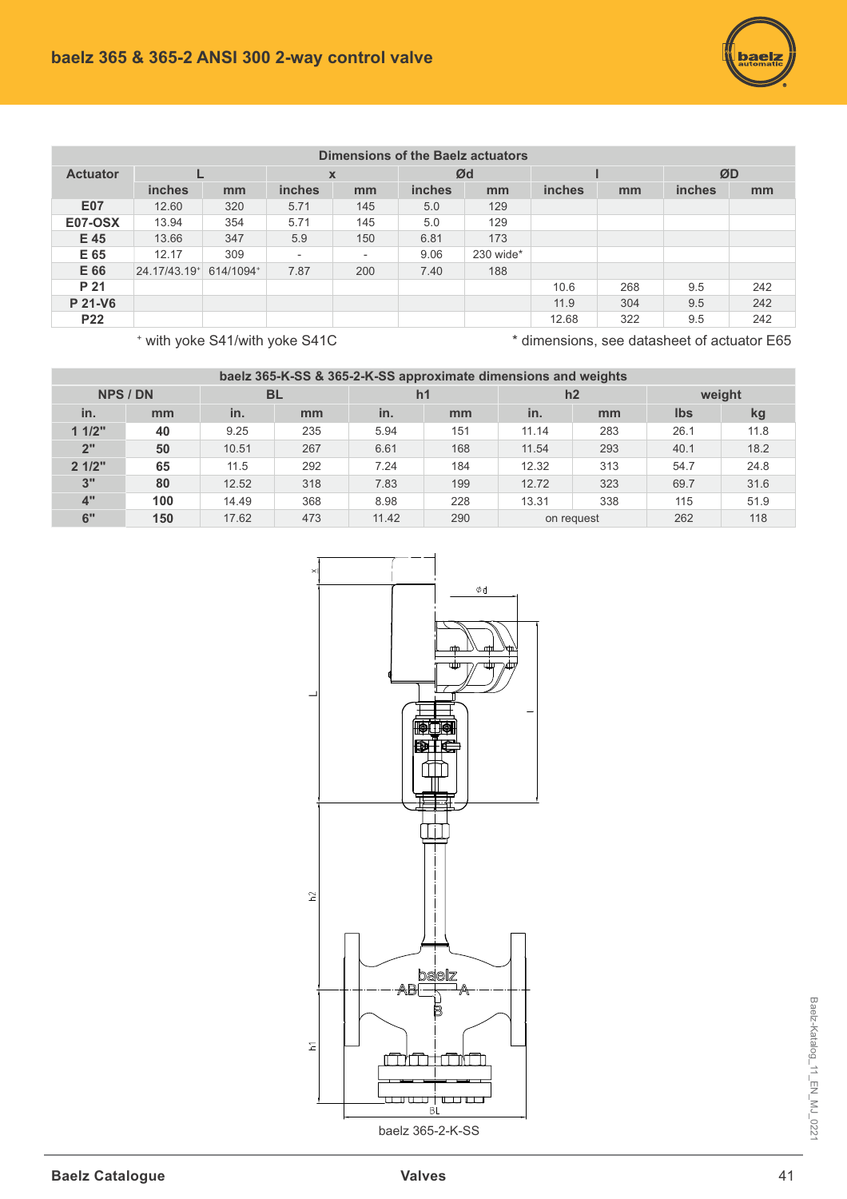## baelz 365 & 365-2 ANSI 300 2-way control valve

| Dimensions of the Baelz actuators | | | | | | | | | | | | |
|---|---|---|---|---|---|---|---|---|---|---|---|---|
| Actuator | L | | x | | Ød | | l | | ØD | | | |
| | inches | mm | inches | mm | inches | mm | inches | mm | inches | mm | | |
| E07 | 12.60 | 320 | 5.71 | 145 | 5.0 | 129 | | | | | | |
| E07-OSX | 13.94 | 354 | 5.71 | 145 | 5.0 | 129 | | | | | | |
| E 45 | 13.66 | 347 | 5.9 | 150 | 6.81 | 173 | | | | | | |
| E 65 | 12.17 | 309 | - | - | 9.06 | 230 wide* | | | | | | |
| E 66 | 24.17/43.19⁺ | 614/1094⁺ | 7.87 | 200 | 7.40 | 188 | | | | | | |
| P 21 | | | | | | | 10.6 | 268 | 9.5 | 242 | | |
| P 21-V6 | | | | | | | 11.9 | 304 | 9.5 | 242 | | |
| P22 | | | | | | | 12.68 | 322 | 9.5 | 242 | | |

⁺ with yoke S41/with yoke S41C

\* dimensions, see datasheet of actuator E65

| baelz 365-K-SS & 365-2-K-SS approximate dimensions and weights | | | | | | | | | |
|---|---|---|---|---|---|---|---|---|---|
| NPS / DN | | BL | | h1 | | h2 | | weight | |
| in. | mm | in. | mm | in. | mm | in. | mm | lbs | kg |
| 1 1/2" | 40 | 9.25 | 235 | 5.94 | 151 | 11.14 | 283 | 26.1 | 11.8 |
| 2" | 50 | 10.51 | 267 | 6.61 | 168 | 11.54 | 293 | 40.1 | 18.2 |
| 2 1/2" | 65 | 11.5 | 292 | 7.24 | 184 | 12.32 | 313 | 54.7 | 24.8 |
| 3" | 80 | 12.52 | 318 | 7.83 | 199 | 12.72 | 323 | 69.7 | 31.6 |
| 4" | 100 | 14.49 | 368 | 8.98 | 228 | 13.31 | 338 | 115 | 51.9 |
| 6" | 150 | 17.62 | 473 | 11.42 | 290 | on request | | 262 | 118 |

baelz 365-2-K-SS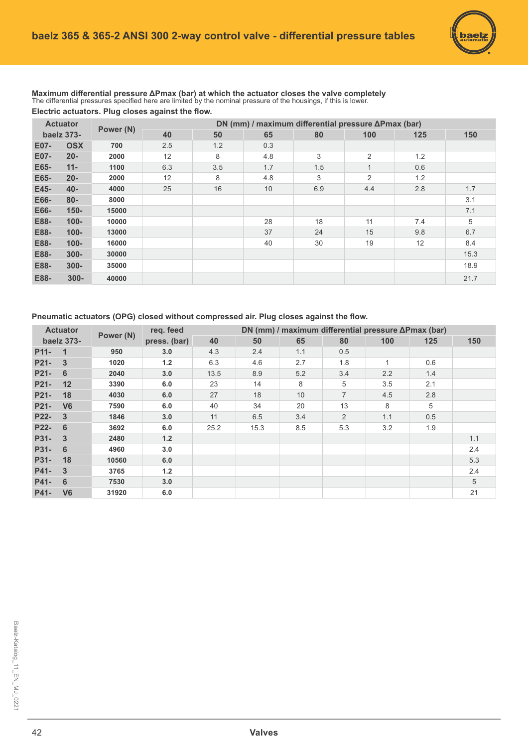## baelz 365 & 365-2 ANSI 300 2-way control valve - differential pressure tables

**Maximum differential pressure ΔPmax (bar) at which the actuator closes the valve completely**
The differential pressures specified here are limited by the nominal pressure of the housings, if this is lower.

**Electric actuators. Plug closes against the flow.**

| Actuator baelz 373- | | Power (N) | DN (mm) / maximum differential pressure ΔPmax (bar) | | | | | | |
|---|---|---|---|---|---|---|---|---|---|
| | | | 40 | 50 | 65 | 80 | 100 | 125 | 150 |
| E07- | OSX | 700 | 2.5 | 1.2 | 0.3 | | | | |
| E07- | 20- | 2000 | 12 | 8 | 4.8 | 3 | 2 | 1.2 | |
| E65- | 11- | 1100 | 6.3 | 3.5 | 1.7 | 1.5 | 1 | 0.6 | |
| E65- | 20- | 2000 | 12 | 8 | 4.8 | 3 | 2 | 1.2 | |
| E45- | 40- | 4000 | 25 | 16 | 10 | 6.9 | 4.4 | 2.8 | 1.7 |
| E66- | 80- | 8000 | | | | | | | 3.1 |
| E66- | 150- | 15000 | | | | | | | 7.1 |
| E88- | 100- | 10000 | | | 28 | 18 | 11 | 7.4 | 5 |
| E88- | 100- | 13000 | | | 37 | 24 | 15 | 9.8 | 6.7 |
| E88- | 100- | 16000 | | | 40 | 30 | 19 | 12 | 8.4 |
| E88- | 300- | 30000 | | | | | | | 15.3 |
| E88- | 300- | 35000 | | | | | | | 18.9 |
| E88- | 300- | 40000 | | | | | | | 21.7 |

**Pneumatic actuators (OPG) closed without compressed air. Plug closes against the flow.**

| Actuator baelz 373- | | Power (N) | req. feed press. (bar) | DN (mm) / maximum differential pressure ΔPmax (bar) | | | | | | |
|---|---|---|---|---|---|---|---|---|---|---|
| | | | | 40 | 50 | 65 | 80 | 100 | 125 | 150 |
| P11- | 1 | 950 | 3.0 | 4.3 | 2.4 | 1.1 | 0.5 | | | |
| P21- | 3 | 1020 | 1.2 | 6.3 | 4.6 | 2.7 | 1.8 | 1 | 0.6 | |
| P21- | 6 | 2040 | 3.0 | 13.5 | 8.9 | 5.2 | 3.4 | 2.2 | 1.4 | |
| P21- | 12 | 3390 | 6.0 | 23 | 14 | 8 | 5 | 3.5 | 2.1 | |
| P21- | 18 | 4030 | 6.0 | 27 | 18 | 10 | 7 | 4.5 | 2.8 | |
| P21- | V6 | 7590 | 6.0 | 40 | 34 | 20 | 13 | 8 | 5 | |
| P22- | 3 | 1846 | 3.0 | 11 | 6.5 | 3.4 | 2 | 1.1 | 0.5 | |
| P22- | 6 | 3692 | 6.0 | 25.2 | 15.3 | 8.5 | 5.3 | 3.2 | 1.9 | |
| P31- | 3 | 2480 | 1.2 | | | | | | | 1.1 |
| P31- | 6 | 4960 | 3.0 | | | | | | | 2.4 |
| P31- | 18 | 10560 | 6.0 | | | | | | | 5.3 |
| P41- | 3 | 3765 | 1.2 | | | | | | | 2.4 |
| P41- | 6 | 7530 | 3.0 | | | | | | | 5 |
| P41- | V6 | 31920 | 6.0 | | | | | | | 21 |